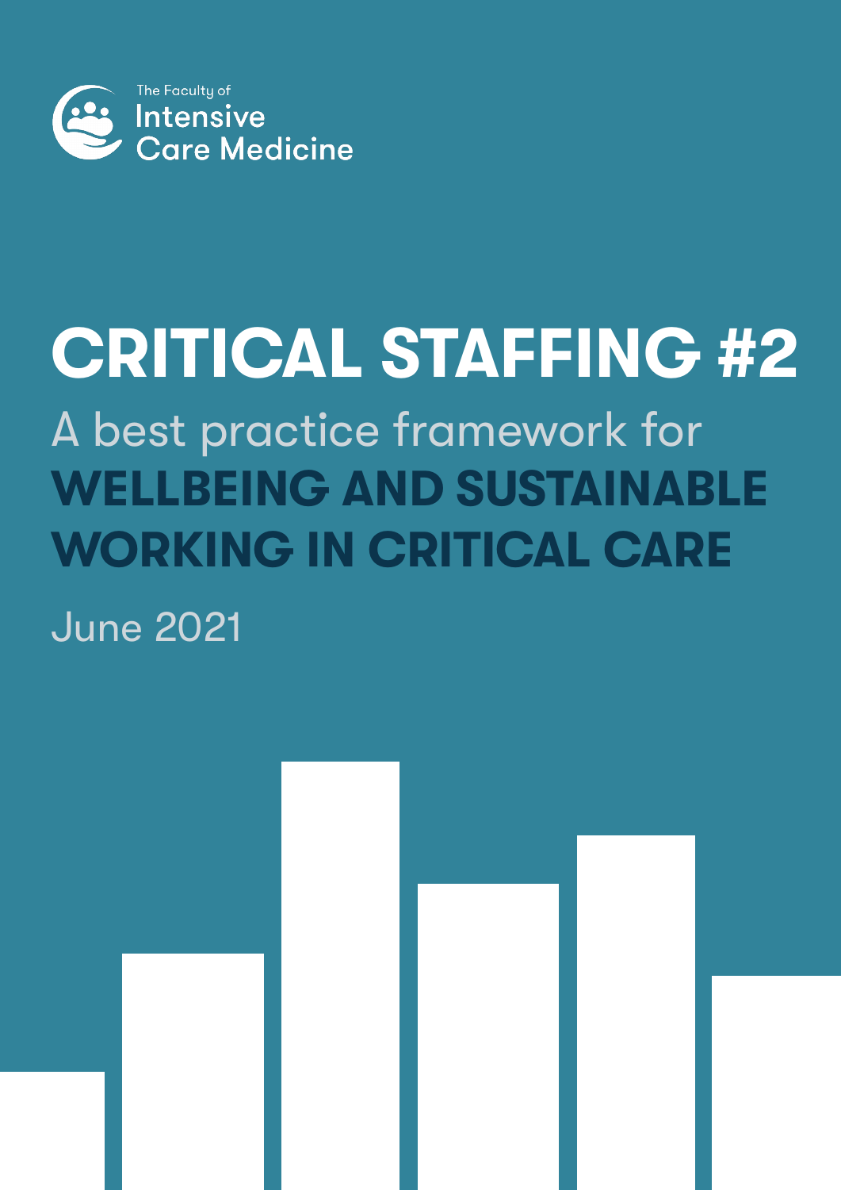The Faculty of Intensive Care Medicine

# CRITICAL STAFFING #2

## A best practice framework for **WELLBEING AND SUSTAINABLE WORKING IN CRITICAL CARE**

June 2021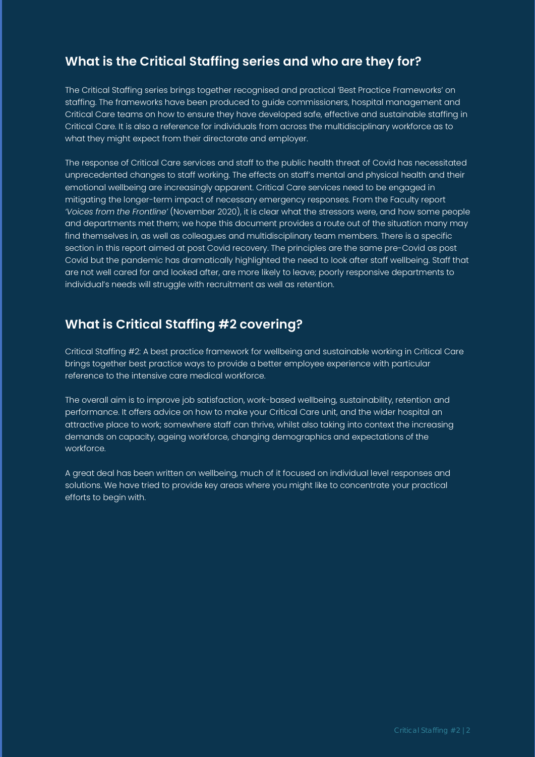## What is the Critical Staffing series and who are they for?

The Critical Staffing series brings together recognised and practical 'Best Practice Frameworks' on staffing. The frameworks have been produced to guide commissioners, hospital management and Critical Care teams on how to ensure they have developed safe, effective and sustainable staffing in Critical Care. It is also a reference for individuals from across the multidisciplinary workforce as to what they might expect from their directorate and employer.

The response of Critical Care services and staff to the public health threat of Covid has necessitated unprecedented changes to staff working. The effects on staff's mental and physical health and their emotional wellbeing are increasingly apparent. Critical Care services need to be engaged in mitigating the longer-term impact of necessary emergency responses. From the Faculty report *'Voices from the Frontline'* (November 2020), it is clear what the stressors were, and how some people and departments met them; we hope this document provides a route out of the situation many may find themselves in, as well as colleagues and multidisciplinary team members. There is a specific section in this report aimed at post Covid recovery. The principles are the same pre-Covid as post Covid but the pandemic has dramatically highlighted the need to look after staff wellbeing. Staff that are not well cared for and looked after, are more likely to leave; poorly responsive departments to individual's needs will struggle with recruitment as well as retention.

## What is Critical Staffing #2 covering?

Critical Staffing #2: A best practice framework for wellbeing and sustainable working in Critical Care brings together best practice ways to provide a better employee experience with particular reference to the intensive care medical workforce.

The overall aim is to improve job satisfaction, work-based wellbeing, sustainability, retention and performance. It offers advice on how to make your Critical Care unit, and the wider hospital an attractive place to work; somewhere staff can thrive, whilst also taking into context the increasing demands on capacity, ageing workforce, changing demographics and expectations of the workforce.

A great deal has been written on wellbeing, much of it focused on individual level responses and solutions. We have tried to provide key areas where you might like to concentrate your practical efforts to begin with.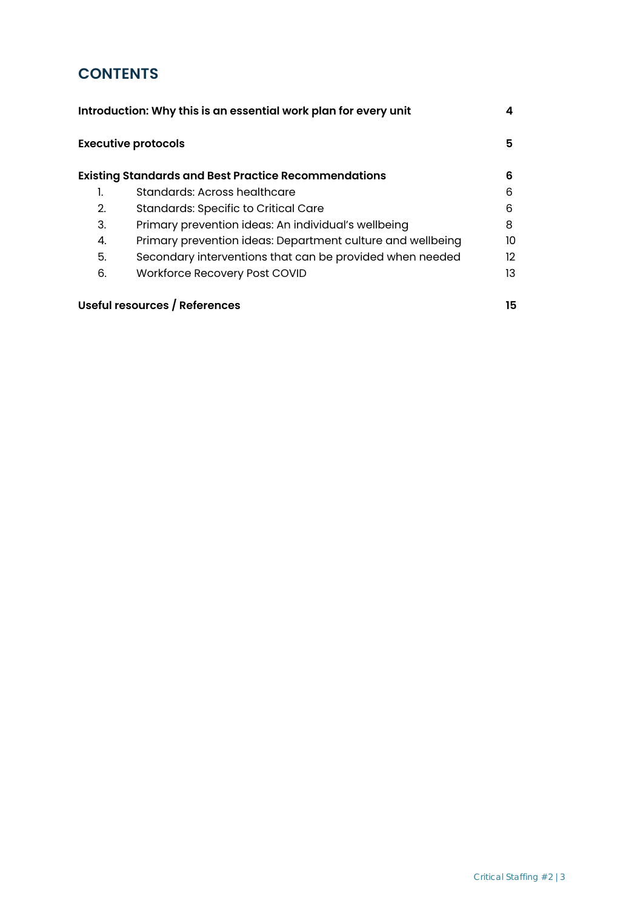## CONTENTS

| | | |
|---|---|---|
| **Introduction: Why this is an essential work plan for every unit** | | **4** |
| **Executive protocols** | | **5** |
| **Existing Standards and Best Practice Recommendations** | | **6** |
| 1. | Standards: Across healthcare | 6 |
| 2. | Standards: Specific to Critical Care | 6 |
| 3. | Primary prevention ideas: An individual's wellbeing | 8 |
| 4. | Primary prevention ideas: Department culture and wellbeing | 10 |
| 5. | Secondary interventions that can be provided when needed | 12 |
| 6. | Workforce Recovery Post COVID | 13 |
| **Useful resources / References** | | **15** |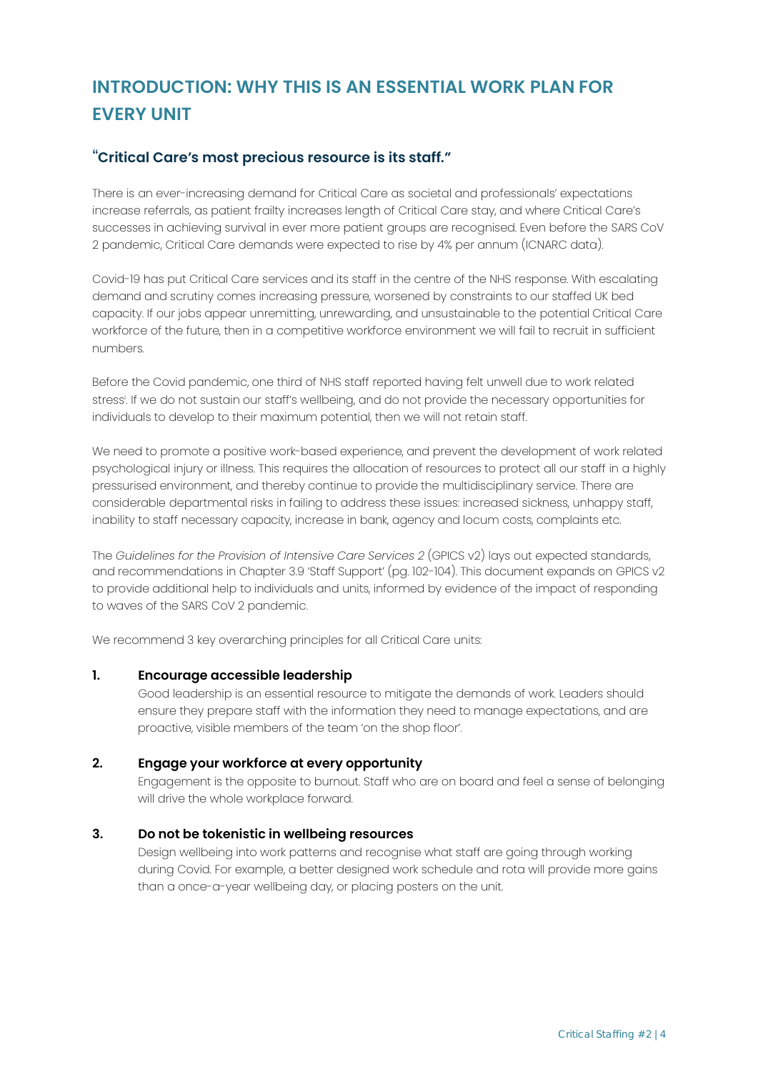## INTRODUCTION: WHY THIS IS AN ESSENTIAL WORK PLAN FOR EVERY UNIT

### "Critical Care's most precious resource is its staff."

There is an ever-increasing demand for Critical Care as societal and professionals' expectations increase referrals, as patient frailty increases length of Critical Care stay, and where Critical Care's successes in achieving survival in ever more patient groups are recognised. Even before the SARS CoV 2 pandemic, Critical Care demands were expected to rise by 4% per annum (ICNARC data).

Covid-19 has put Critical Care services and its staff in the centre of the NHS response. With escalating demand and scrutiny comes increasing pressure, worsened by constraints to our staffed UK bed capacity. If our jobs appear unremitting, unrewarding, and unsustainable to the potential Critical Care workforce of the future, then in a competitive workforce environment we will fail to recruit in sufficient numbers.

Before the Covid pandemic, one third of NHS staff reported having felt unwell due to work related stress[i]. If we do not sustain our staff's wellbeing, and do not provide the necessary opportunities for individuals to develop to their maximum potential, then we will not retain staff.

We need to promote a positive work-based experience, and prevent the development of work related psychological injury or illness. This requires the allocation of resources to protect all our staff in a highly pressurised environment, and thereby continue to provide the multidisciplinary service. There are considerable departmental risks in failing to address these issues: increased sickness, unhappy staff, inability to staff necessary capacity, increase in bank, agency and locum costs, complaints etc.

The *Guidelines for the Provision of Intensive Care Services 2* (GPICS v2) lays out expected standards, and recommendations in Chapter 3.9 'Staff Support' (pg. 102-104). This document expands on GPICS v2 to provide additional help to individuals and units, informed by evidence of the impact of responding to waves of the SARS CoV 2 pandemic.

We recommend 3 key overarching principles for all Critical Care units:

1. **Encourage accessible leadership**
   Good leadership is an essential resource to mitigate the demands of work. Leaders should ensure they prepare staff with the information they need to manage expectations, and are proactive, visible members of the team 'on the shop floor'.

2. **Engage your workforce at every opportunity**
   Engagement is the opposite to burnout. Staff who are on board and feel a sense of belonging will drive the whole workplace forward.

3. **Do not be tokenistic in wellbeing resources**
   Design wellbeing into work patterns and recognise what staff are going through working during Covid. For example, a better designed work schedule and rota will provide more gains than a once-a-year wellbeing day, or placing posters on the unit.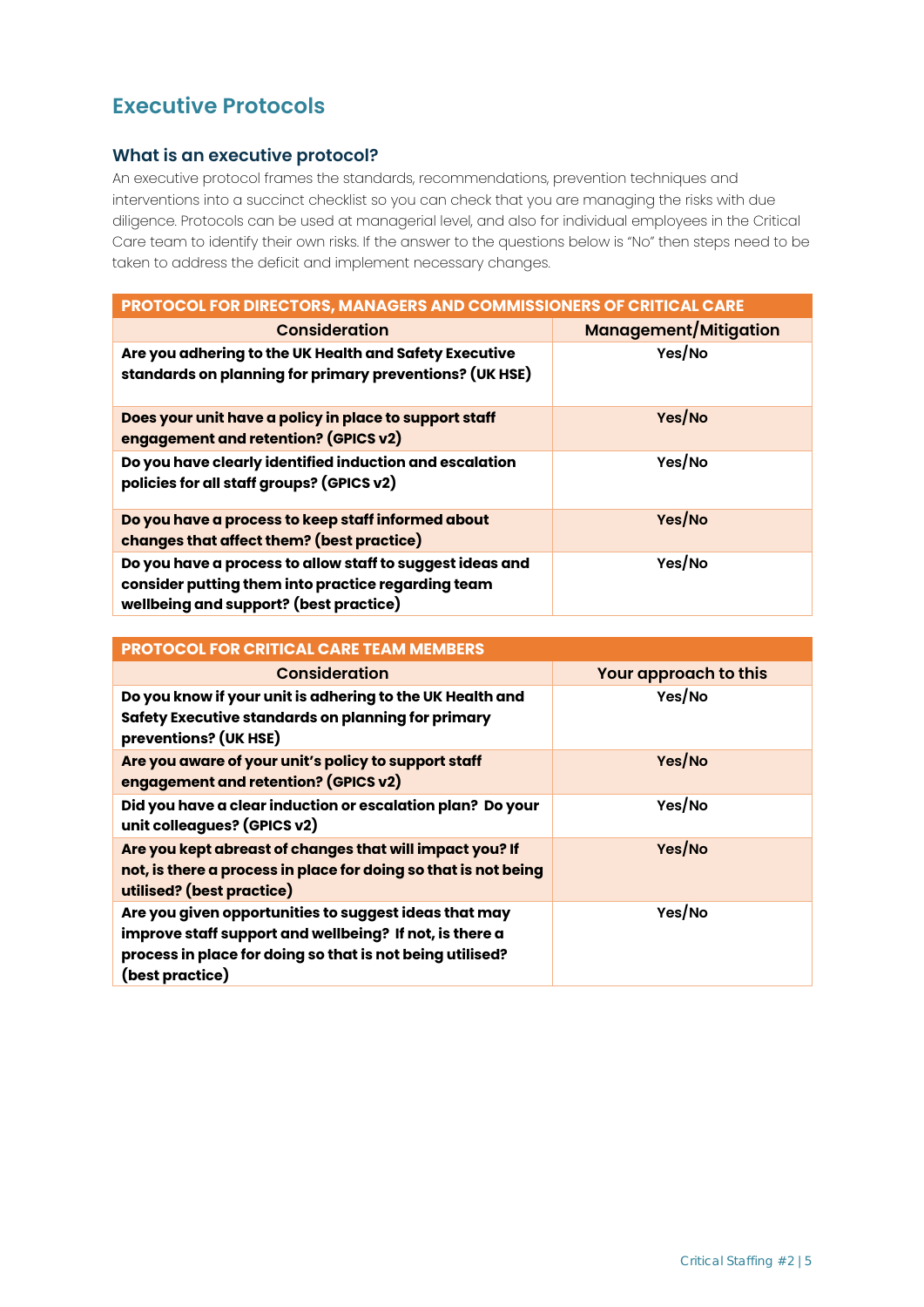## Executive Protocols

### What is an executive protocol?

An executive protocol frames the standards, recommendations, prevention techniques and interventions into a succinct checklist so you can check that you are managing the risks with due diligence. Protocols can be used at managerial level, and also for individual employees in the Critical Care team to identify their own risks. If the answer to the questions below is "No" then steps need to be taken to address the deficit and implement necessary changes.

| PROTOCOL FOR DIRECTORS, MANAGERS AND COMMISSIONERS OF CRITICAL CARE | |
|---|---|
| **Consideration** | **Management/Mitigation** |
| **Are you adhering to the UK Health and Safety Executive standards on planning for primary preventions? (UK HSE)** | **Yes/No** |
| **Does your unit have a policy in place to support staff engagement and retention? (GPICS v2)** | **Yes/No** |
| **Do you have clearly identified induction and escalation policies for all staff groups? (GPICS v2)** | **Yes/No** |
| **Do you have a process to keep staff informed about changes that affect them? (best practice)** | **Yes/No** |
| **Do you have a process to allow staff to suggest ideas and consider putting them into practice regarding team wellbeing and support? (best practice)** | **Yes/No** |

| PROTOCOL FOR CRITICAL CARE TEAM MEMBERS | |
|---|---|
| **Consideration** | **Your approach to this** |
| **Do you know if your unit is adhering to the UK Health and Safety Executive standards on planning for primary preventions? (UK HSE)** | **Yes/No** |
| **Are you aware of your unit's policy to support staff engagement and retention? (GPICS v2)** | **Yes/No** |
| **Did you have a clear induction or escalation plan? Do your unit colleagues? (GPICS v2)** | **Yes/No** |
| **Are you kept abreast of changes that will impact you? If not, is there a process in place for doing so that is not being utilised? (best practice)** | **Yes/No** |
| **Are you given opportunities to suggest ideas that may improve staff support and wellbeing? If not, is there a process in place for doing so that is not being utilised? (best practice)** | **Yes/No** |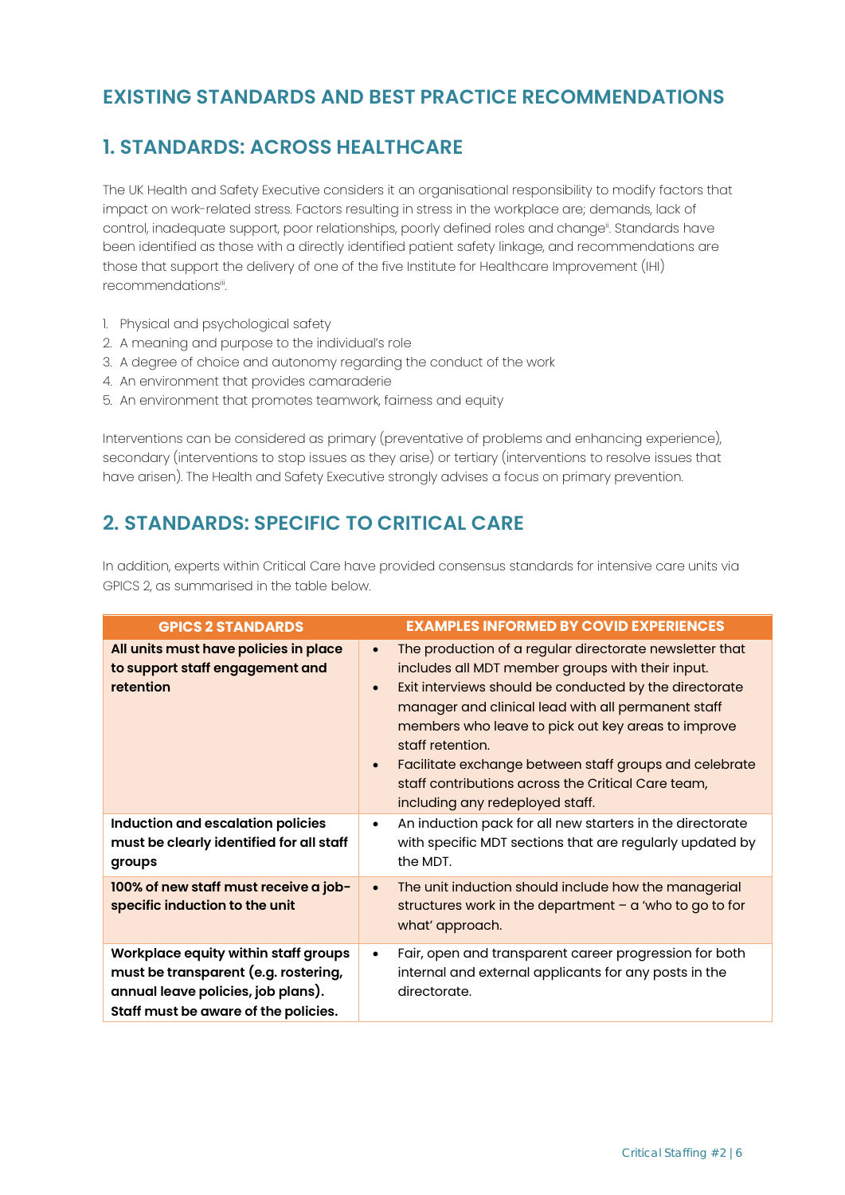## EXISTING STANDARDS AND BEST PRACTICE RECOMMENDATIONS

## 1. STANDARDS: ACROSS HEALTHCARE

The UK Health and Safety Executive considers it an organisational responsibility to modify factors that impact on work-related stress. Factors resulting in stress in the workplace are; demands, lack of control, inadequate support, poor relationships, poorly defined roles and change[ii]. Standards have been identified as those with a directly identified patient safety linkage, and recommendations are those that support the delivery of one of the five Institute for Healthcare Improvement (IHI) recommendations[iii].

1. Physical and psychological safety
2. A meaning and purpose to the individual's role
3. A degree of choice and autonomy regarding the conduct of the work
4. An environment that provides camaraderie
5. An environment that promotes teamwork, fairness and equity

Interventions can be considered as primary (preventative of problems and enhancing experience), secondary (interventions to stop issues as they arise) or tertiary (interventions to resolve issues that have arisen). The Health and Safety Executive strongly advises a focus on primary prevention.

## 2. STANDARDS: SPECIFIC TO CRITICAL CARE

In addition, experts within Critical Care have provided consensus standards for intensive care units via GPICS 2, as summarised in the table below.

| GPICS 2 STANDARDS | EXAMPLES INFORMED BY COVID EXPERIENCES |
|---|---|
| **All units must have policies in place to support staff engagement and retention** | • The production of a regular directorate newsletter that includes all MDT member groups with their input.<br>• Exit interviews should be conducted by the directorate manager and clinical lead with all permanent staff members who leave to pick out key areas to improve staff retention.<br>• Facilitate exchange between staff groups and celebrate staff contributions across the Critical Care team, including any redeployed staff. |
| **Induction and escalation policies must be clearly identified for all staff groups** | • An induction pack for all new starters in the directorate with specific MDT sections that are regularly updated by the MDT. |
| **100% of new staff must receive a job-specific induction to the unit** | • The unit induction should include how the managerial structures work in the department – a 'who to go to for what' approach. |
| **Workplace equity within staff groups must be transparent (e.g. rostering, annual leave policies, job plans). Staff must be aware of the policies.** | • Fair, open and transparent career progression for both internal and external applicants for any posts in the directorate. |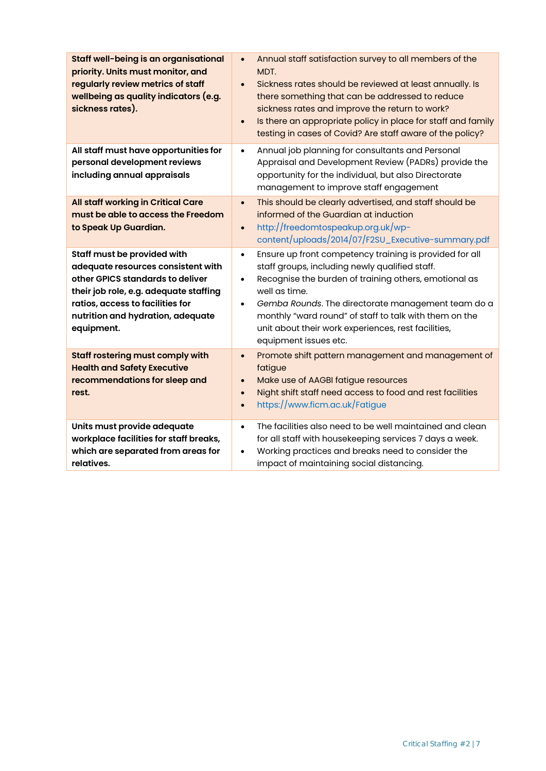| | |
|---|---|
| **Staff well-being is an organisational priority. Units must monitor, and regularly review metrics of staff wellbeing as quality indicators (e.g. sickness rates).** | • Annual staff satisfaction survey to all members of the MDT.<br>• Sickness rates should be reviewed at least annually. Is there something that can be addressed to reduce sickness rates and improve the return to work?<br>• Is there an appropriate policy in place for staff and family testing in cases of Covid? Are staff aware of the policy? |
| **All staff must have opportunities for personal development reviews including annual appraisals** | • Annual job planning for consultants and Personal Appraisal and Development Review (PADRs) provide the opportunity for the individual, but also Directorate management to improve staff engagement |
| **All staff working in Critical Care must be able to access the Freedom to Speak Up Guardian.** | • This should be clearly advertised, and staff should be informed of the Guardian at induction<br>• http://freedomtospeakup.org.uk/wp-content/uploads/2014/07/F2SU_Executive-summary.pdf |
| **Staff must be provided with adequate resources consistent with other GPICS standards to deliver their job role, e.g. adequate staffing ratios, access to facilities for nutrition and hydration, adequate equipment.** | • Ensure up front competency training is provided for all staff groups, including newly qualified staff.<br>• Recognise the burden of training others, emotional as well as time.<br>• *Gemba Rounds*. The directorate management team do a monthly "ward round" of staff to talk with them on the unit about their work experiences, rest facilities, equipment issues etc. |
| **Staff rostering must comply with Health and Safety Executive recommendations for sleep and rest.** | • Promote shift pattern management and management of fatigue<br>• Make use of AAGBI fatigue resources<br>• Night shift staff need access to food and rest facilities<br>• https://www.ficm.ac.uk/Fatigue |
| **Units must provide adequate workplace facilities for staff breaks, which are separated from areas for relatives.** | • The facilities also need to be well maintained and clean for all staff with housekeeping services 7 days a week.<br>• Working practices and breaks need to consider the impact of maintaining social distancing. |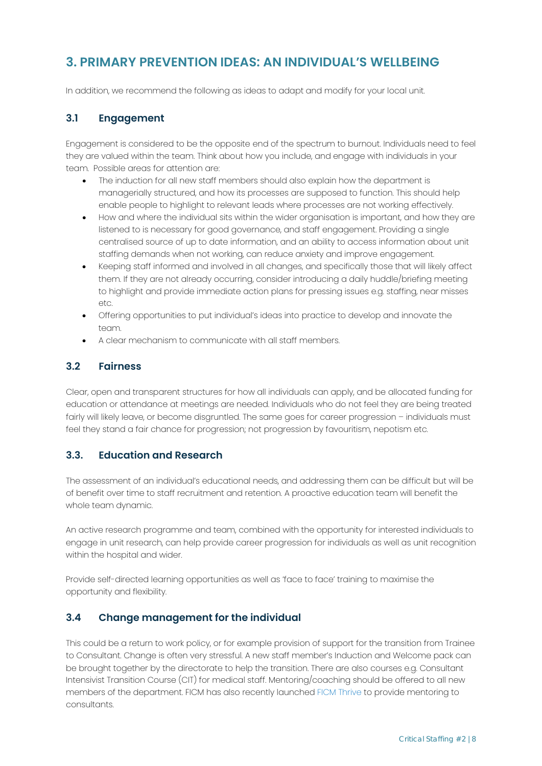## 3. PRIMARY PREVENTION IDEAS: AN INDIVIDUAL'S WELLBEING

In addition, we recommend the following as ideas to adapt and modify for your local unit.

### 3.1 Engagement

Engagement is considered to be the opposite end of the spectrum to burnout. Individuals need to feel they are valued within the team. Think about how you include, and engage with individuals in your team. Possible areas for attention are:

- The induction for all new staff members should also explain how the department is managerially structured, and how its processes are supposed to function. This should help enable people to highlight to relevant leads where processes are not working effectively.
- How and where the individual sits within the wider organisation is important, and how they are listened to is necessary for good governance, and staff engagement. Providing a single centralised source of up to date information, and an ability to access information about unit staffing demands when not working, can reduce anxiety and improve engagement.
- Keeping staff informed and involved in all changes, and specifically those that will likely affect them. If they are not already occurring, consider introducing a daily huddle/briefing meeting to highlight and provide immediate action plans for pressing issues e.g. staffing, near misses etc.
- Offering opportunities to put individual's ideas into practice to develop and innovate the team.
- A clear mechanism to communicate with all staff members.

### 3.2 Fairness

Clear, open and transparent structures for how all individuals can apply, and be allocated funding for education or attendance at meetings are needed. Individuals who do not feel they are being treated fairly will likely leave, or become disgruntled. The same goes for career progression – individuals must feel they stand a fair chance for progression; not progression by favouritism, nepotism etc.

### 3.3. Education and Research

The assessment of an individual's educational needs, and addressing them can be difficult but will be of benefit over time to staff recruitment and retention. A proactive education team will benefit the whole team dynamic.

An active research programme and team, combined with the opportunity for interested individuals to engage in unit research, can help provide career progression for individuals as well as unit recognition within the hospital and wider.

Provide self-directed learning opportunities as well as 'face to face' training to maximise the opportunity and flexibility.

### 3.4 Change management for the individual

This could be a return to work policy, or for example provision of support for the transition from Trainee to Consultant. Change is often very stressful. A new staff member's Induction and Welcome pack can be brought together by the directorate to help the transition. There are also courses e.g. Consultant Intensivist Transition Course (CIT) for medical staff. Mentoring/coaching should be offered to all new members of the department. FICM has also recently launched FICM Thrive to provide mentoring to consultants.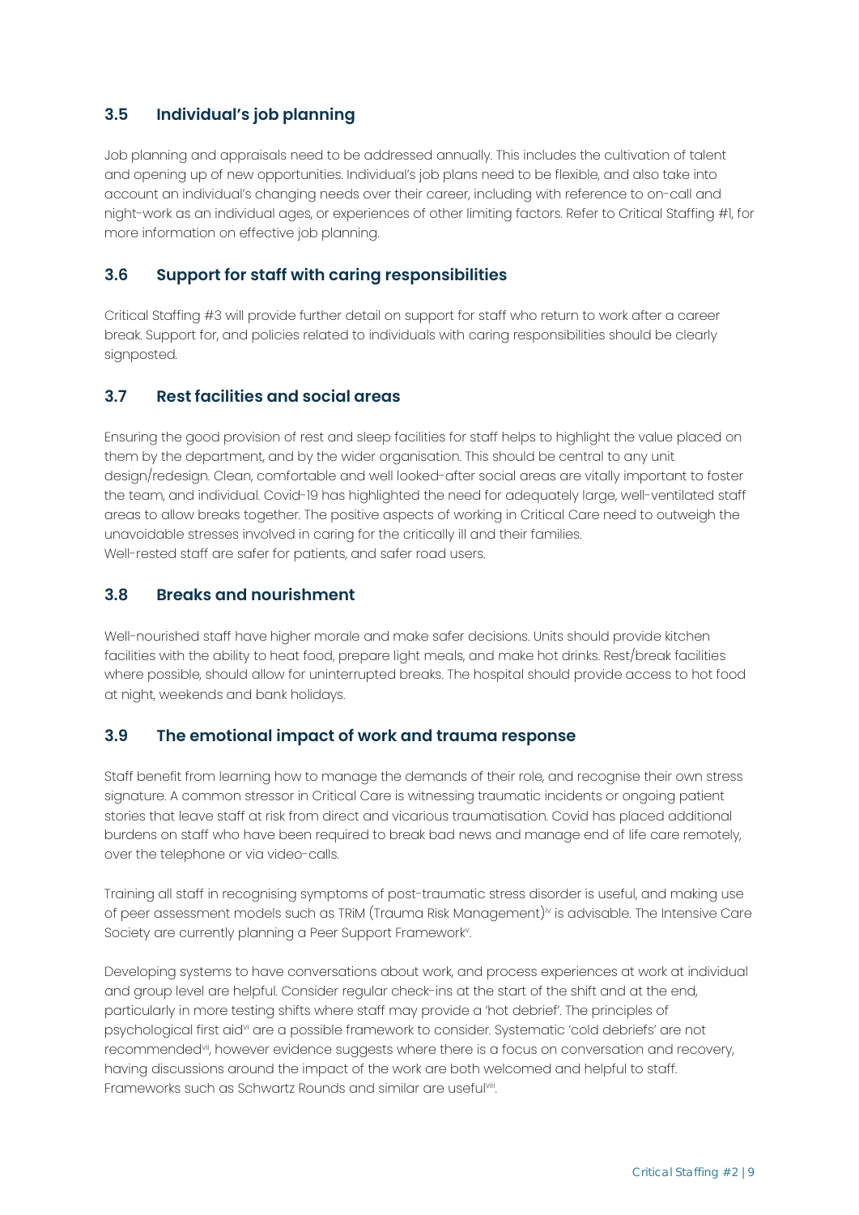## 3.5 Individual's job planning

Job planning and appraisals need to be addressed annually. This includes the cultivation of talent and opening up of new opportunities. Individual's job plans need to be flexible, and also take into account an individual's changing needs over their career, including with reference to on-call and night-work as an individual ages, or experiences of other limiting factors. Refer to Critical Staffing #1, for more information on effective job planning.

## 3.6 Support for staff with caring responsibilities

Critical Staffing #3 will provide further detail on support for staff who return to work after a career break. Support for, and policies related to individuals with caring responsibilities should be clearly signposted.

## 3.7 Rest facilities and social areas

Ensuring the good provision of rest and sleep facilities for staff helps to highlight the value placed on them by the department, and by the wider organisation. This should be central to any unit design/redesign. Clean, comfortable and well looked-after social areas are vitally important to foster the team, and individual. Covid-19 has highlighted the need for adequately large, well-ventilated staff areas to allow breaks together. The positive aspects of working in Critical Care need to outweigh the unavoidable stresses involved in caring for the critically ill and their families.
Well-rested staff are safer for patients, and safer road users.

## 3.8 Breaks and nourishment

Well-nourished staff have higher morale and make safer decisions. Units should provide kitchen facilities with the ability to heat food, prepare light meals, and make hot drinks. Rest/break facilities where possible, should allow for uninterrupted breaks. The hospital should provide access to hot food at night, weekends and bank holidays.

## 3.9 The emotional impact of work and trauma response

Staff benefit from learning how to manage the demands of their role, and recognise their own stress signature. A common stressor in Critical Care is witnessing traumatic incidents or ongoing patient stories that leave staff at risk from direct and vicarious traumatisation. Covid has placed additional burdens on staff who have been required to break bad news and manage end of life care remotely, over the telephone or via video-calls.

Training all staff in recognising symptoms of post-traumatic stress disorder is useful, and making use of peer assessment models such as TRiM (Trauma Risk Management)[iv] is advisable. The Intensive Care Society are currently planning a Peer Support Framework[v].

Developing systems to have conversations about work, and process experiences at work at individual and group level are helpful. Consider regular check-ins at the start of the shift and at the end, particularly in more testing shifts where staff may provide a 'hot debrief'. The principles of psychological first aid[vi] are a possible framework to consider. Systematic 'cold debriefs' are not recommended[vii], however evidence suggests where there is a focus on conversation and recovery, having discussions around the impact of the work are both welcomed and helpful to staff. Frameworks such as Schwartz Rounds and similar are useful[viii].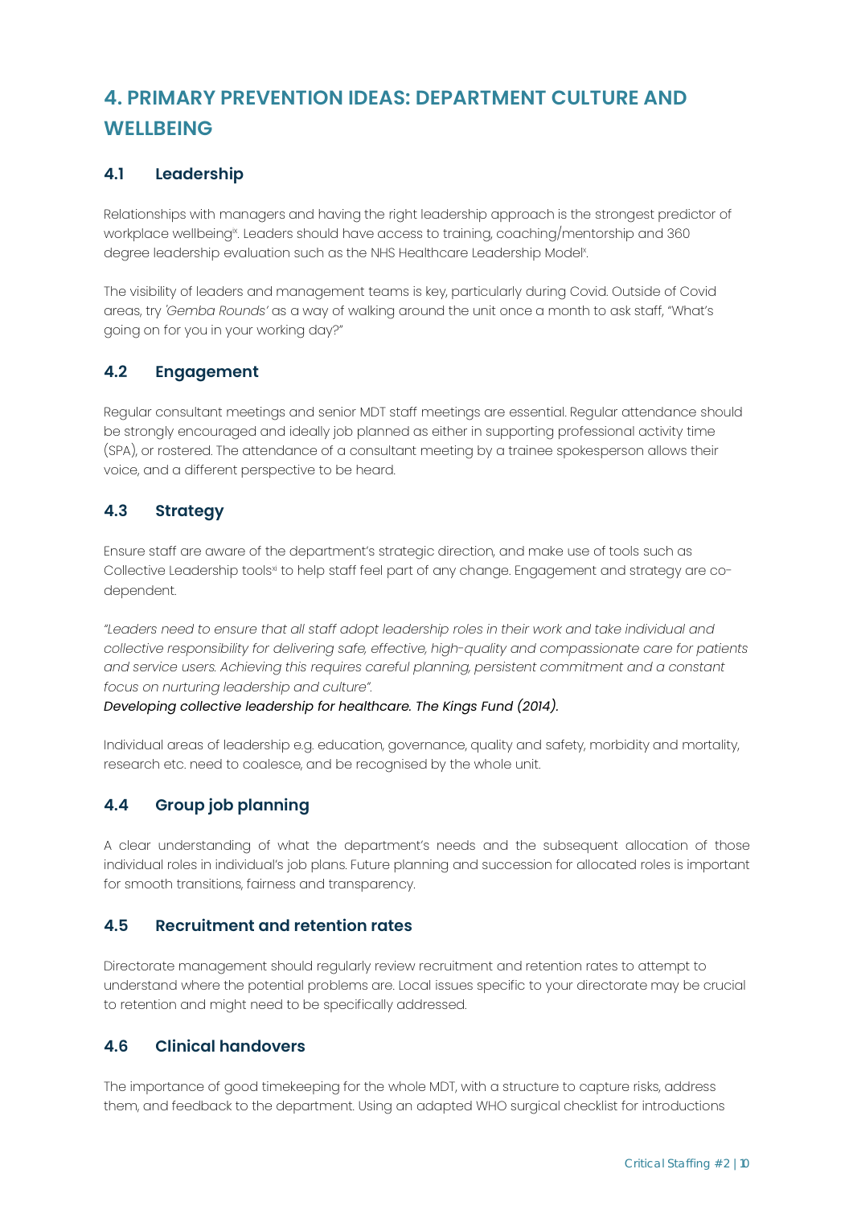## 4. PRIMARY PREVENTION IDEAS: DEPARTMENT CULTURE AND WELLBEING

### 4.1 Leadership

Relationships with managers and having the right leadership approach is the strongest predictor of workplace wellbeing[ix]. Leaders should have access to training, coaching/mentorship and 360 degree leadership evaluation such as the NHS Healthcare Leadership Model[x].

The visibility of leaders and management teams is key, particularly during Covid. Outside of Covid areas, try *'Gemba Rounds'* as a way of walking around the unit once a month to ask staff, "What's going on for you in your working day?"

### 4.2 Engagement

Regular consultant meetings and senior MDT staff meetings are essential. Regular attendance should be strongly encouraged and ideally job planned as either in supporting professional activity time (SPA), or rostered. The attendance of a consultant meeting by a trainee spokesperson allows their voice, and a different perspective to be heard.

### 4.3 Strategy

Ensure staff are aware of the department's strategic direction, and make use of tools such as Collective Leadership tools[xi] to help staff feel part of any change. Engagement and strategy are co-dependent.

*"Leaders need to ensure that all staff adopt leadership roles in their work and take individual and collective responsibility for delivering safe, effective, high-quality and compassionate care for patients and service users. Achieving this requires careful planning, persistent commitment and a constant focus on nurturing leadership and culture".*
***Developing collective leadership for healthcare. The Kings Fund (2014).***

Individual areas of leadership e.g. education, governance, quality and safety, morbidity and mortality, research etc. need to coalesce, and be recognised by the whole unit.

### 4.4 Group job planning

A clear understanding of what the department's needs and the subsequent allocation of those individual roles in individual's job plans. Future planning and succession for allocated roles is important for smooth transitions, fairness and transparency.

### 4.5 Recruitment and retention rates

Directorate management should regularly review recruitment and retention rates to attempt to understand where the potential problems are. Local issues specific to your directorate may be crucial to retention and might need to be specifically addressed.

### 4.6 Clinical handovers

The importance of good timekeeping for the whole MDT, with a structure to capture risks, address them, and feedback to the department. Using an adapted WHO surgical checklist for introductions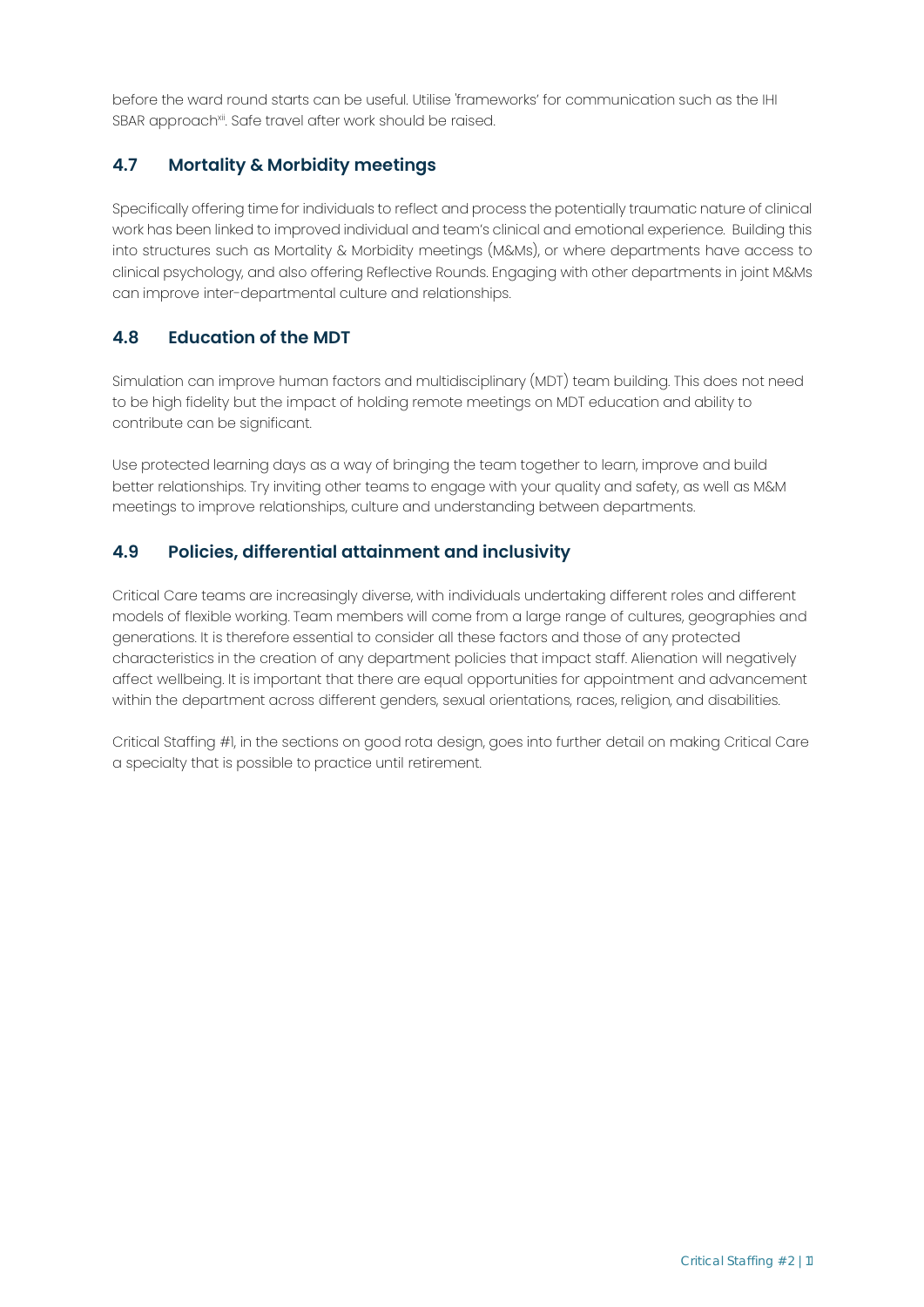before the ward round starts can be useful. Utilise 'frameworks' for communication such as the IHI SBAR approach[xii]. Safe travel after work should be raised.

## 4.7 Mortality & Morbidity meetings

Specifically offering time for individuals to reflect and process the potentially traumatic nature of clinical work has been linked to improved individual and team's clinical and emotional experience. Building this into structures such as Mortality & Morbidity meetings (M&Ms), or where departments have access to clinical psychology, and also offering Reflective Rounds. Engaging with other departments in joint M&Ms can improve inter-departmental culture and relationships.

## 4.8 Education of the MDT

Simulation can improve human factors and multidisciplinary (MDT) team building. This does not need to be high fidelity but the impact of holding remote meetings on MDT education and ability to contribute can be significant.

Use protected learning days as a way of bringing the team together to learn, improve and build better relationships. Try inviting other teams to engage with your quality and safety, as well as M&M meetings to improve relationships, culture and understanding between departments.

## 4.9 Policies, differential attainment and inclusivity

Critical Care teams are increasingly diverse, with individuals undertaking different roles and different models of flexible working. Team members will come from a large range of cultures, geographies and generations. It is therefore essential to consider all these factors and those of any protected characteristics in the creation of any department policies that impact staff. Alienation will negatively affect wellbeing. It is important that there are equal opportunities for appointment and advancement within the department across different genders, sexual orientations, races, religion, and disabilities.

Critical Staffing #1, in the sections on good rota design, goes into further detail on making Critical Care a specialty that is possible to practice until retirement.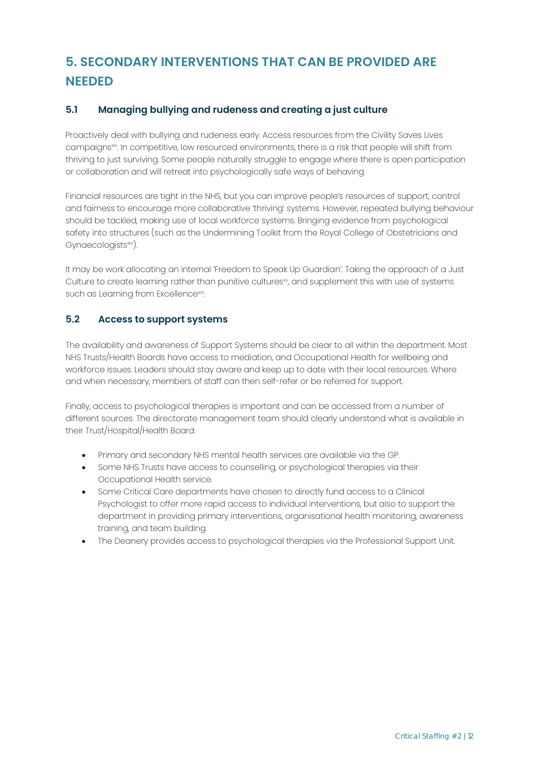## 5. SECONDARY INTERVENTIONS THAT CAN BE PROVIDED ARE NEEDED

### 5.1 Managing bullying and rudeness and creating a just culture

Proactively deal with bullying and rudeness early. Access resources from the Civility Saves Lives campaigns[xiii]. In competitive, low resourced environments, there is a risk that people will shift from thriving to just surviving. Some people naturally struggle to engage where there is open participation or collaboration and will retreat into psychologically safe ways of behaving.

Financial resources are tight in the NHS, but you can improve people's resources of support, control and fairness to encourage more collaborative 'thriving' systems. However, repeated bullying behaviour should be tackled, making use of local workforce systems. Bringing evidence from psychological safety into structures (such as the Undermining Toolkit from the Royal College of Obstetricians and Gynaecologists[xiv]).

It may be work allocating an internal 'Freedom to Speak Up Guardian'. Taking the approach of a Just Culture to create learning rather than punitive cultures[xv], and supplement this with use of systems such as Learning from Excellence[xvi].

### 5.2 Access to support systems

The availability and awareness of Support Systems should be clear to all within the department. Most NHS Trusts/Health Boards have access to mediation, and Occupational Health for wellbeing and workforce issues. Leaders should stay aware and keep up to date with their local resources. Where and when necessary, members of staff can then self-refer or be referred for support.

Finally, access to psychological therapies is important and can be accessed from a number of different sources. The directorate management team should clearly understand what is available in their Trust/Hospital/Health Board:

- Primary and secondary NHS mental health services are available via the GP.
- Some NHS Trusts have access to counselling, or psychological therapies via their Occupational Health service.
- Some Critical Care departments have chosen to directly fund access to a Clinical Psychologist to offer more rapid access to individual interventions, but also to support the department in providing primary interventions, organisational health monitoring, awareness training, and team building.
- The Deanery provides access to psychological therapies via the Professional Support Unit.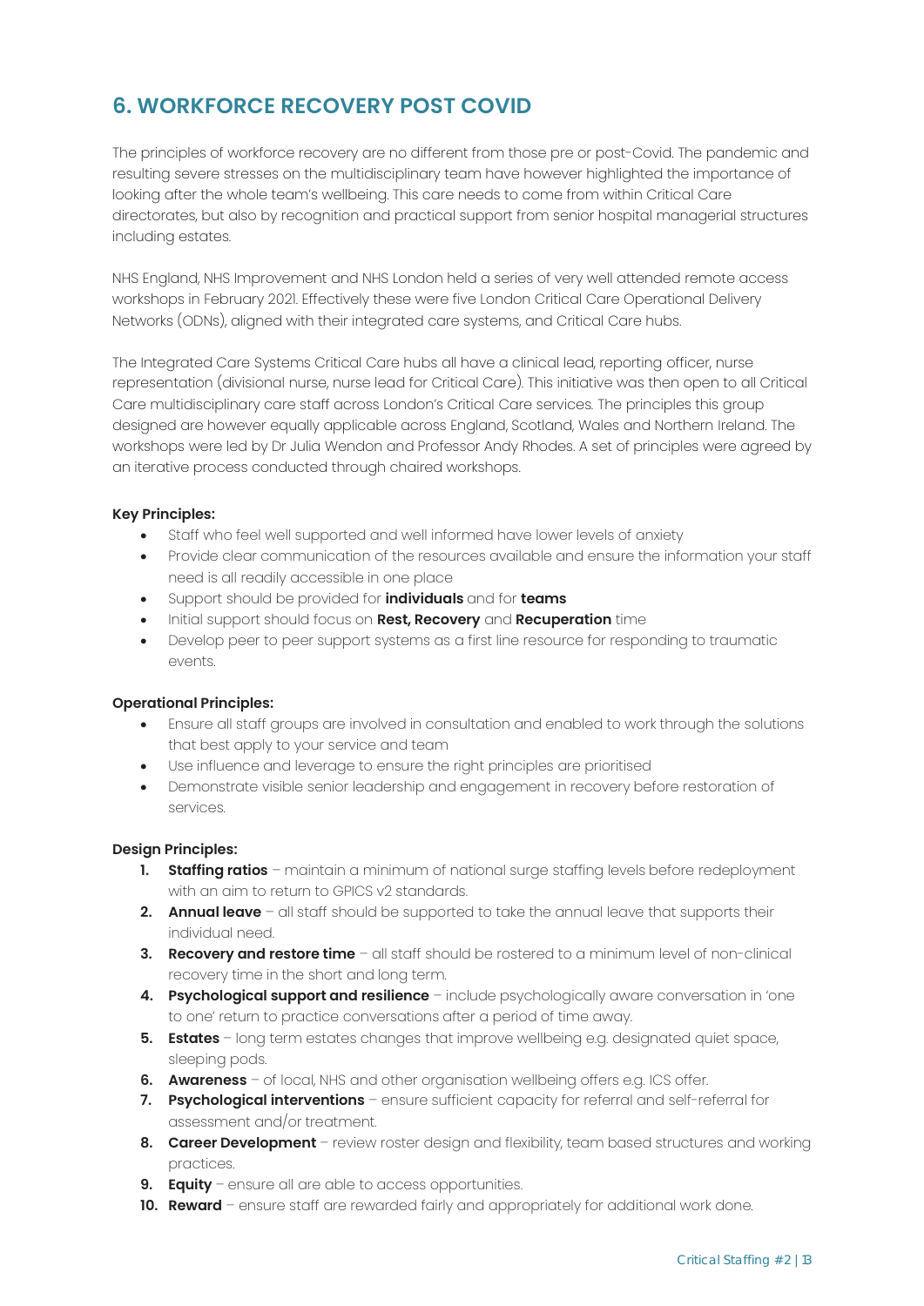## 6. WORKFORCE RECOVERY POST COVID

The principles of workforce recovery are no different from those pre or post-Covid. The pandemic and resulting severe stresses on the multidisciplinary team have however highlighted the importance of looking after the whole team's wellbeing. This care needs to come from within Critical Care directorates, but also by recognition and practical support from senior hospital managerial structures including estates.

NHS England, NHS Improvement and NHS London held a series of very well attended remote access workshops in February 2021. Effectively these were five London Critical Care Operational Delivery Networks (ODNs), aligned with their integrated care systems, and Critical Care hubs.

The Integrated Care Systems Critical Care hubs all have a clinical lead, reporting officer, nurse representation (divisional nurse, nurse lead for Critical Care). This initiative was then open to all Critical Care multidisciplinary care staff across London's Critical Care services. The principles this group designed are however equally applicable across England, Scotland, Wales and Northern Ireland. The workshops were led by Dr Julia Wendon and Professor Andy Rhodes. A set of principles were agreed by an iterative process conducted through chaired workshops.

**Key Principles:**

- Staff who feel well supported and well informed have lower levels of anxiety
- Provide clear communication of the resources available and ensure the information your staff need is all readily accessible in one place
- Support should be provided for **individuals** and for **teams**
- Initial support should focus on **Rest, Recovery** and **Recuperation** time
- Develop peer to peer support systems as a first line resource for responding to traumatic events.

**Operational Principles:**

- Ensure all staff groups are involved in consultation and enabled to work through the solutions that best apply to your service and team
- Use influence and leverage to ensure the right principles are prioritised
- Demonstrate visible senior leadership and engagement in recovery before restoration of services.

**Design Principles:**

1. **Staffing ratios** – maintain a minimum of national surge staffing levels before redeployment with an aim to return to GPICS v2 standards.
2. **Annual leave** – all staff should be supported to take the annual leave that supports their individual need.
3. **Recovery and restore time** – all staff should be rostered to a minimum level of non-clinical recovery time in the short and long term.
4. **Psychological support and resilience** – include psychologically aware conversation in 'one to one' return to practice conversations after a period of time away.
5. **Estates** – long term estates changes that improve wellbeing e.g. designated quiet space, sleeping pods.
6. **Awareness** – of local, NHS and other organisation wellbeing offers e.g. ICS offer.
7. **Psychological interventions** – ensure sufficient capacity for referral and self-referral for assessment and/or treatment.
8. **Career Development** – review roster design and flexibility, team based structures and working practices.
9. **Equity** – ensure all are able to access opportunities.
10. **Reward** – ensure staff are rewarded fairly and appropriately for additional work done.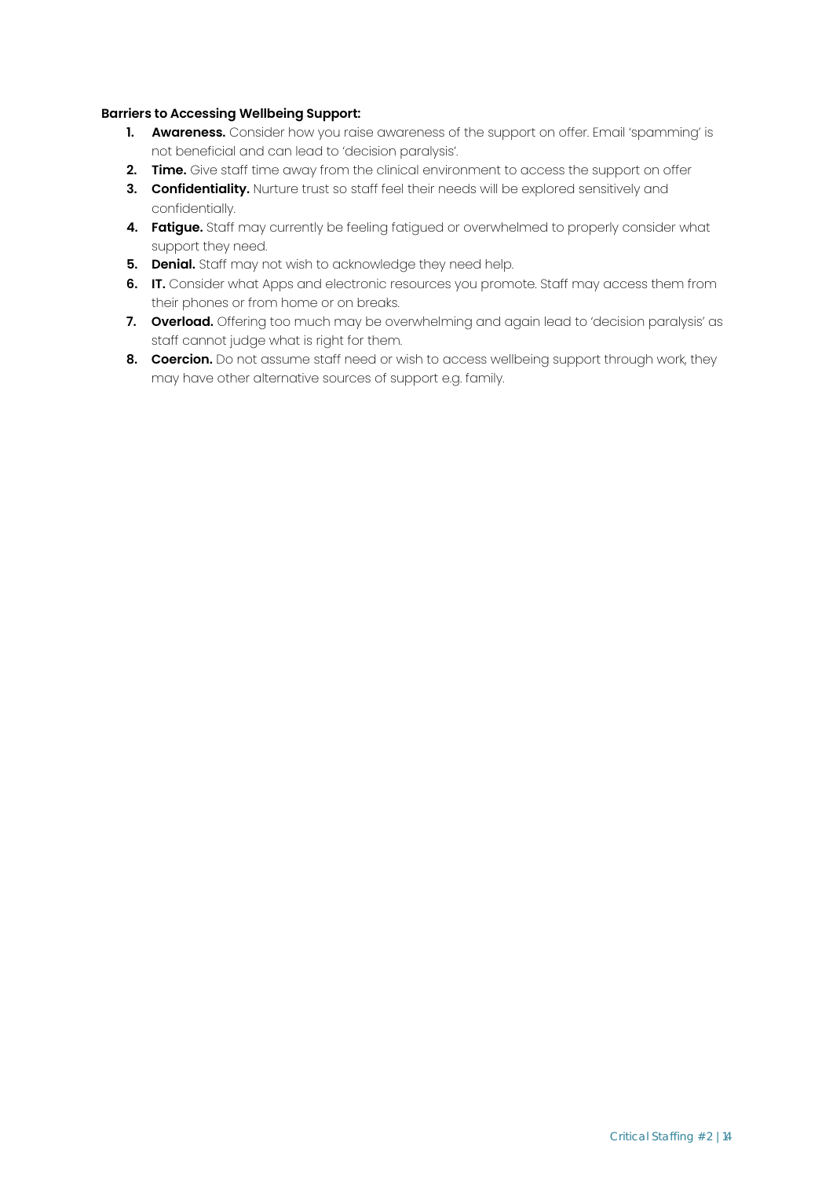**Barriers to Accessing Wellbeing Support:**

1. **Awareness.** Consider how you raise awareness of the support on offer. Email 'spamming' is not beneficial and can lead to 'decision paralysis'.
2. **Time.** Give staff time away from the clinical environment to access the support on offer
3. **Confidentiality.** Nurture trust so staff feel their needs will be explored sensitively and confidentially.
4. **Fatigue.** Staff may currently be feeling fatigued or overwhelmed to properly consider what support they need.
5. **Denial.** Staff may not wish to acknowledge they need help.
6. **IT.** Consider what Apps and electronic resources you promote. Staff may access them from their phones or from home or on breaks.
7. **Overload.** Offering too much may be overwhelming and again lead to 'decision paralysis' as staff cannot judge what is right for them.
8. **Coercion.** Do not assume staff need or wish to access wellbeing support through work, they may have other alternative sources of support e.g. family.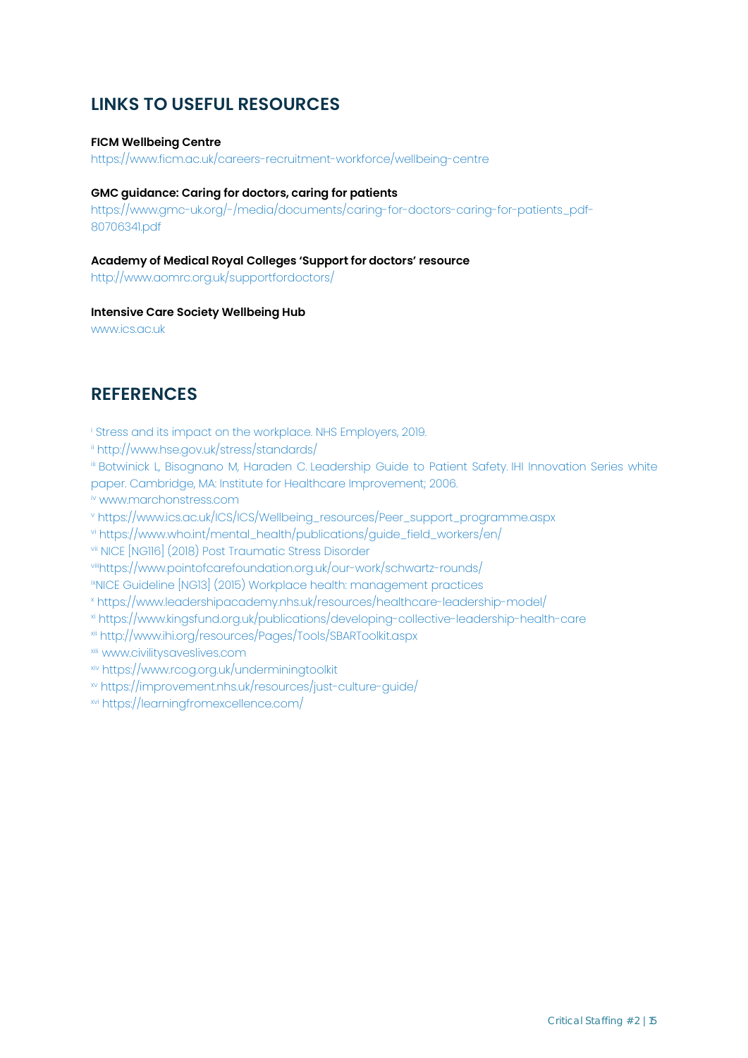## LINKS TO USEFUL RESOURCES

**FICM Wellbeing Centre**
https://www.ficm.ac.uk/careers-recruitment-workforce/wellbeing-centre

**GMC guidance: Caring for doctors, caring for patients**
https://www.gmc-uk.org/-/media/documents/caring-for-doctors-caring-for-patients_pdf-80706341.pdf

**Academy of Medical Royal Colleges 'Support for doctors' resource**
http://www.aomrc.org.uk/supportfordoctors/

**Intensive Care Society Wellbeing Hub**
www.ics.ac.uk

## REFERENCES

[i] Stress and its impact on the workplace. NHS Employers, 2019.
[ii] http://www.hse.gov.uk/stress/standards/
[iii] Botwinick L, Bisognano M, Haraden C. Leadership Guide to Patient Safety. IHI Innovation Series white paper. Cambridge, MA: Institute for Healthcare Improvement; 2006.
[iv] www.marchonstress.com
[v] https://www.ics.ac.uk/ICS/ICS/Wellbeing_resources/Peer_support_programme.aspx
[vi] https://www.who.int/mental_health/publications/guide_field_workers/en/
[vii] NICE [NG116] (2018) Post Traumatic Stress Disorder
[viii] https://www.pointofcarefoundation.org.uk/our-work/schwartz-rounds/
[ix] NICE Guideline [NG13] (2015) Workplace health: management practices
[x] https://www.leadershipacademy.nhs.uk/resources/healthcare-leadership-model/
[xi] https://www.kingsfund.org.uk/publications/developing-collective-leadership-health-care
[xii] http://www.ihi.org/resources/Pages/Tools/SBARToolkit.aspx
[xiii] www.civilitysaveslives.com
[xiv] https://www.rcog.org.uk/underminingtoolkit
[xv] https://improvement.nhs.uk/resources/just-culture-guide/
[xvi] https://learningfromexcellence.com/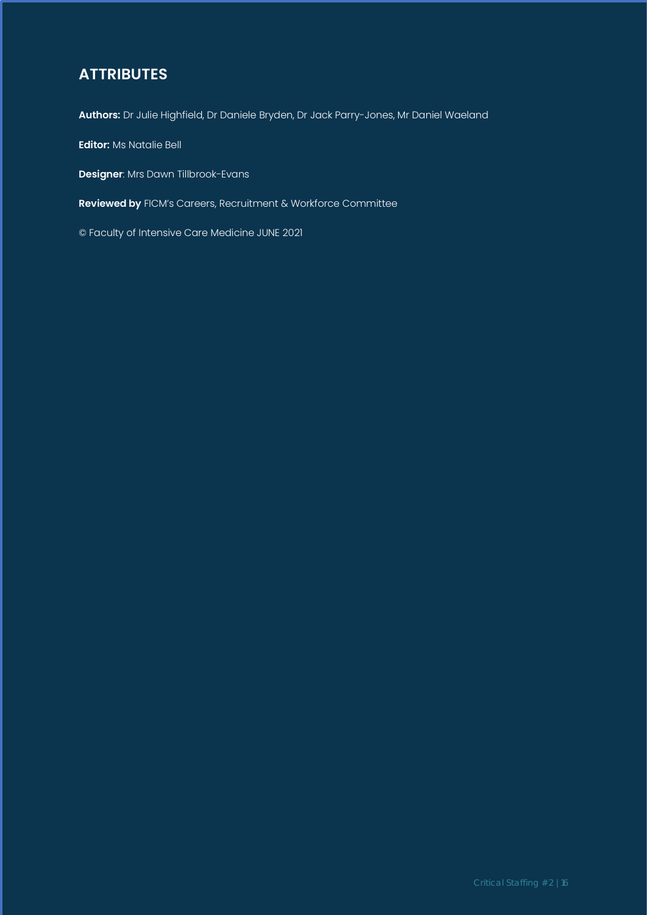## ATTRIBUTES

**Authors:** Dr Julie Highfield, Dr Daniele Bryden, Dr Jack Parry-Jones, Mr Daniel Waeland

**Editor:** Ms Natalie Bell

**Designer**: Mrs Dawn Tillbrook-Evans

**Reviewed by** FICM's Careers, Recruitment & Workforce Committee

© Faculty of Intensive Care Medicine JUNE 2021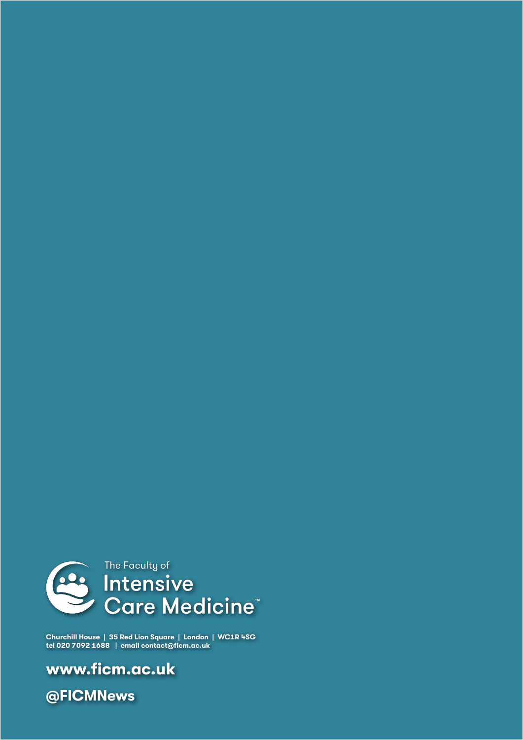The Faculty of
Intensive
Care Medicine™

Churchill House | 35 Red Lion Square | London | WC1R 4SG
tel 020 7092 1688 | email contact@ficm.ac.uk

**www.ficm.ac.uk**

**@FICMNews**